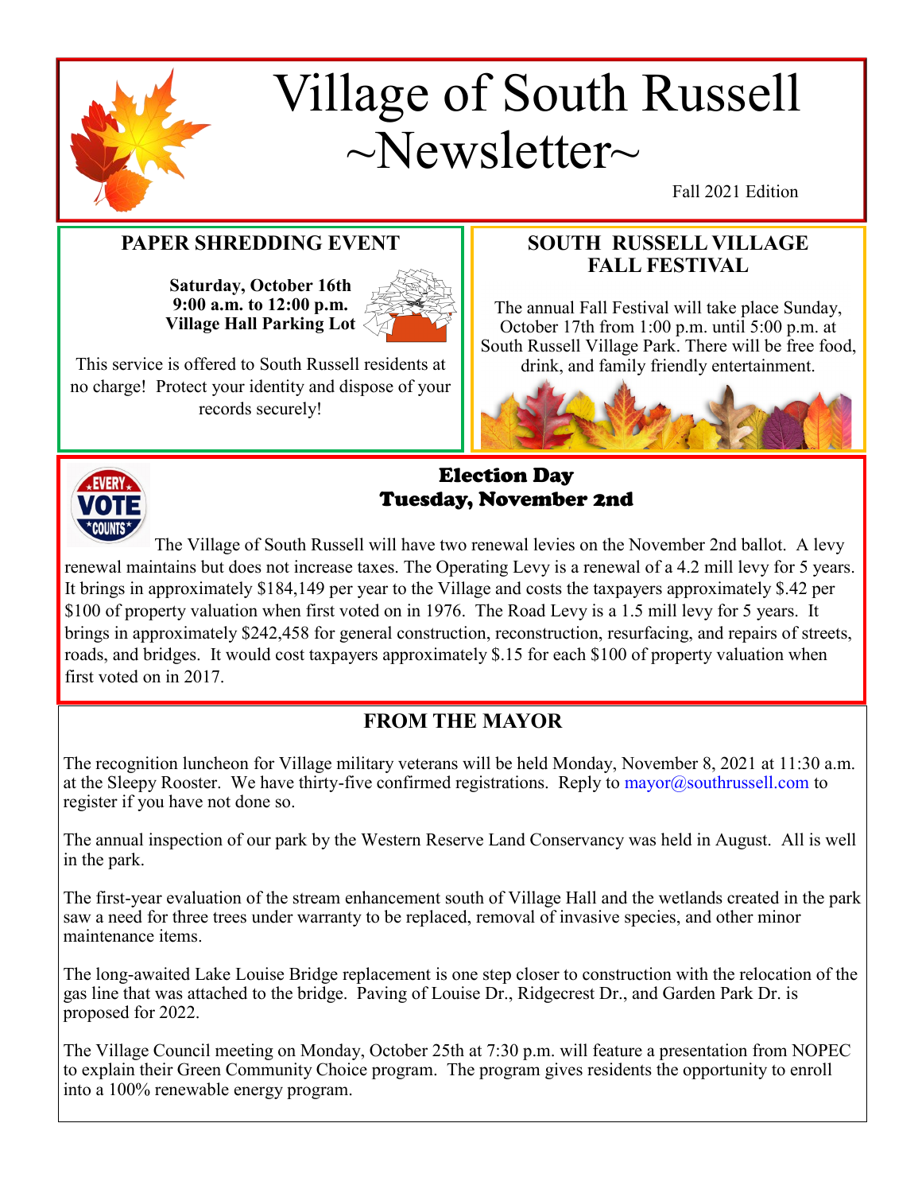# Village of South Russell ~Newsletter~

Fall 2021 Edition

## PAPER SHREDDING EVENT

**Saturday, October 16th**
**9:00 a.m. to 12:00 p.m.**
**Village Hall Parking Lot**

This service is offered to South Russell residents at no charge! Protect your identity and dispose of your records securely!

## SOUTH RUSSELL VILLAGE FALL FESTIVAL

The annual Fall Festival will take place Sunday, October 17th from 1:00 p.m. until 5:00 p.m. at South Russell Village Park. There will be free food, drink, and family friendly entertainment.

## Election Day Tuesday, November 2nd

The Village of South Russell will have two renewal levies on the November 2nd ballot. A levy renewal maintains but does not increase taxes. The Operating Levy is a renewal of a 4.2 mill levy for 5 years. It brings in approximately $184,149 per year to the Village and costs the taxpayers approximately $.42 per $100 of property valuation when first voted on in 1976. The Road Levy is a 1.5 mill levy for 5 years. It brings in approximately $242,458 for general construction, reconstruction, resurfacing, and repairs of streets, roads, and bridges. It would cost taxpayers approximately $.15 for each $100 of property valuation when first voted on in 2017.

## FROM THE MAYOR

The recognition luncheon for Village military veterans will be held Monday, November 8, 2021 at 11:30 a.m. at the Sleepy Rooster. We have thirty-five confirmed registrations. Reply to mayor@southrussell.com to register if you have not done so.

The annual inspection of our park by the Western Reserve Land Conservancy was held in August. All is well in the park.

The first-year evaluation of the stream enhancement south of Village Hall and the wetlands created in the park saw a need for three trees under warranty to be replaced, removal of invasive species, and other minor maintenance items.

The long-awaited Lake Louise Bridge replacement is one step closer to construction with the relocation of the gas line that was attached to the bridge. Paving of Louise Dr., Ridgecrest Dr., and Garden Park Dr. is proposed for 2022.

The Village Council meeting on Monday, October 25th at 7:30 p.m. will feature a presentation from NOPEC to explain their Green Community Choice program. The program gives residents the opportunity to enroll into a 100% renewable energy program.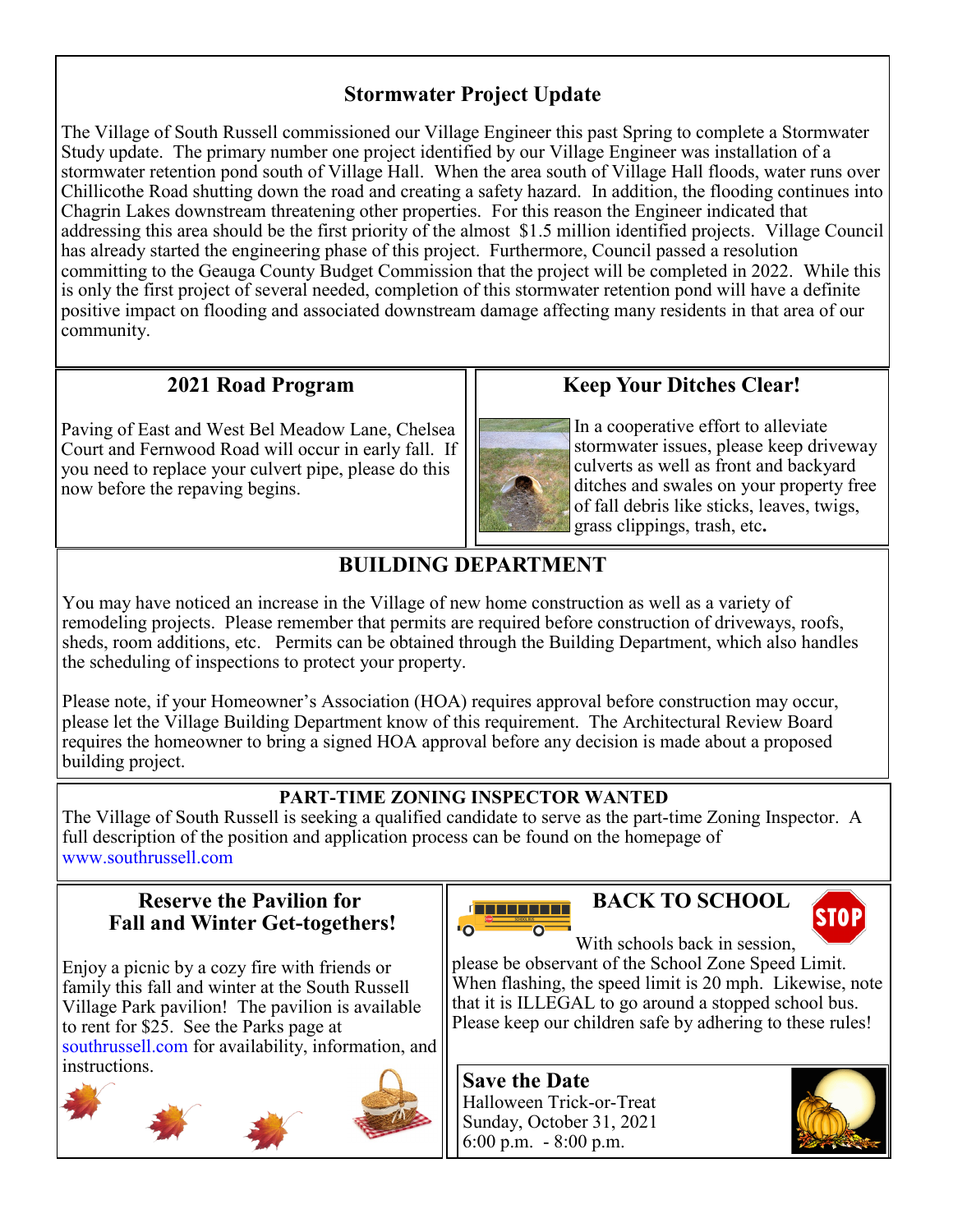## Stormwater Project Update

The Village of South Russell commissioned our Village Engineer this past Spring to complete a Stormwater Study update. The primary number one project identified by our Village Engineer was installation of a stormwater retention pond south of Village Hall. When the area south of Village Hall floods, water runs over Chillicothe Road shutting down the road and creating a safety hazard. In addition, the flooding continues into Chagrin Lakes downstream threatening other properties. For this reason the Engineer indicated that addressing this area should be the first priority of the almost $1.5 million identified projects. Village Council has already started the engineering phase of this project. Furthermore, Council passed a resolution committing to the Geauga County Budget Commission that the project will be completed in 2022. While this is only the first project of several needed, completion of this stormwater retention pond will have a definite positive impact on flooding and associated downstream damage affecting many residents in that area of our community.

## 2021 Road Program

Paving of East and West Bel Meadow Lane, Chelsea Court and Fernwood Road will occur in early fall. If you need to replace your culvert pipe, please do this now before the repaving begins.

## Keep Your Ditches Clear!

In a cooperative effort to alleviate stormwater issues, please keep driveway culverts as well as front and backyard ditches and swales on your property free of fall debris like sticks, leaves, twigs, grass clippings, trash, etc.

## BUILDING DEPARTMENT

You may have noticed an increase in the Village of new home construction as well as a variety of remodeling projects. Please remember that permits are required before construction of driveways, roofs, sheds, room additions, etc. Permits can be obtained through the Building Department, which also handles the scheduling of inspections to protect your property.

Please note, if your Homeowner's Association (HOA) requires approval before construction may occur, please let the Village Building Department know of this requirement. The Architectural Review Board requires the homeowner to bring a signed HOA approval before any decision is made about a proposed building project.

## PART-TIME ZONING INSPECTOR WANTED

The Village of South Russell is seeking a qualified candidate to serve as the part-time Zoning Inspector. A full description of the position and application process can be found on the homepage of www.southrussell.com

## Reserve the Pavilion for Fall and Winter Get-togethers!

Enjoy a picnic by a cozy fire with friends or family this fall and winter at the South Russell Village Park pavilion! The pavilion is available to rent for $25. See the Parks page at southrussell.com for availability, information, and instructions.

## BACK TO SCHOOL

With schools back in session, please be observant of the School Zone Speed Limit. When flashing, the speed limit is 20 mph. Likewise, note that it is ILLEGAL to go around a stopped school bus. Please keep our children safe by adhering to these rules!

## Save the Date

Halloween Trick-or-Treat
Sunday, October 31, 2021
6:00 p.m. - 8:00 p.m.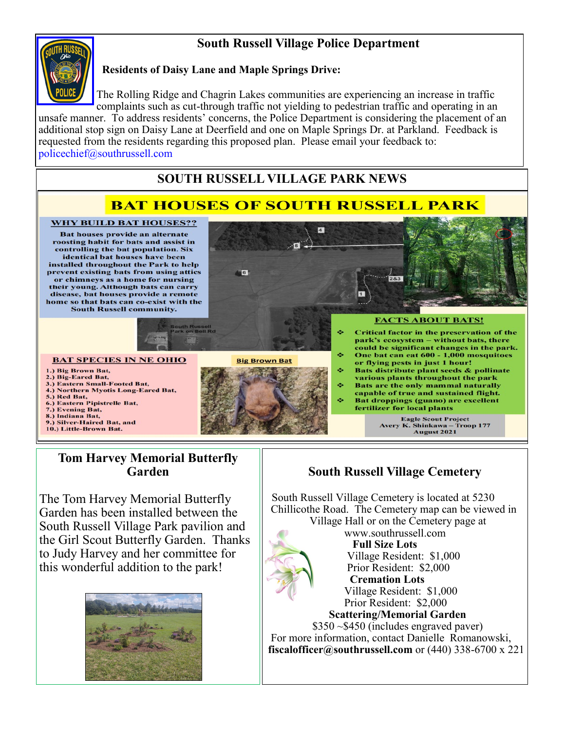## South Russell Village Police Department

**Residents of Daisy Lane and Maple Springs Drive:**

The Rolling Ridge and Chagrin Lakes communities are experiencing an increase in traffic complaints such as cut-through traffic not yielding to pedestrian traffic and operating in an unsafe manner. To address residents' concerns, the Police Department is considering the placement of an additional stop sign on Daisy Lane at Deerfield and one on Maple Springs Dr. at Parkland. Feedback is requested from the residents regarding this proposed plan. Please email your feedback to: policechief@southrussell.com

## SOUTH RUSSELL VILLAGE PARK NEWS

### BAT HOUSES OF SOUTH RUSSELL PARK

**WHY BUILD BAT HOUSES??**

Bat houses provide an alternate roosting habit for bats and assist in controlling the bat population. Six identical bat houses have been installed throughout the Park to help prevent existing bats from using attics or chimneys as a home for nursing their young. Although bats can carry disease, bat houses provide a remote home so that bats can co-exist with the South Russell community.

South Russell Park on Bell Rd

**BAT SPECIES IN NE OHIO**

1.) Big Brown Bat,
2.) Big-Eared Bat,
3.) Eastern Small-Footed Bat,
4.) Northern Myotis Long-Eared Bat,
5.) Red Bat,
6.) Eastern Pipistrelle Bat,
7.) Evening Bat,
8.) Indiana Bat,
9.) Silver-Haired Bat, and
10.) Little-Brown Bat.

Big Brown Bat

**FACTS ABOUT BATS!**

- Critical factor in the preservation of the park's ecosystem – without bats, there could be significant changes in the park.
- One bat can eat 600 - 1,000 mosquitoes or flying pests in just 1 hour!
- Bats distribute plant seeds & pollinate various plants throughout the park
- Bats are the only mammal naturally capable of true and sustained flight.
- Bat droppings (guano) are excellent fertilizer for local plants

Eagle Scout Project
Avery K. Shinkawa – Troop 177
August 2021

## Tom Harvey Memorial Butterfly Garden

The Tom Harvey Memorial Butterfly Garden has been installed between the South Russell Village Park pavilion and the Girl Scout Butterfly Garden. Thanks to Judy Harvey and her committee for this wonderful addition to the park!

## South Russell Village Cemetery

South Russell Village Cemetery is located at 5230 Chillicothe Road. The Cemetery map can be viewed in Village Hall or on the Cemetery page at www.southrussell.com

**Full Size Lots**
Village Resident: $1,000
Prior Resident: $2,000

**Cremation Lots**
Village Resident: $1,000
Prior Resident: $2,000

**Scattering/Memorial Garden**
$350 ~$450 (includes engraved paver)

For more information, contact Danielle Romanowski, **fiscalofficer@southrussell.com** or (440) 338-6700 x 221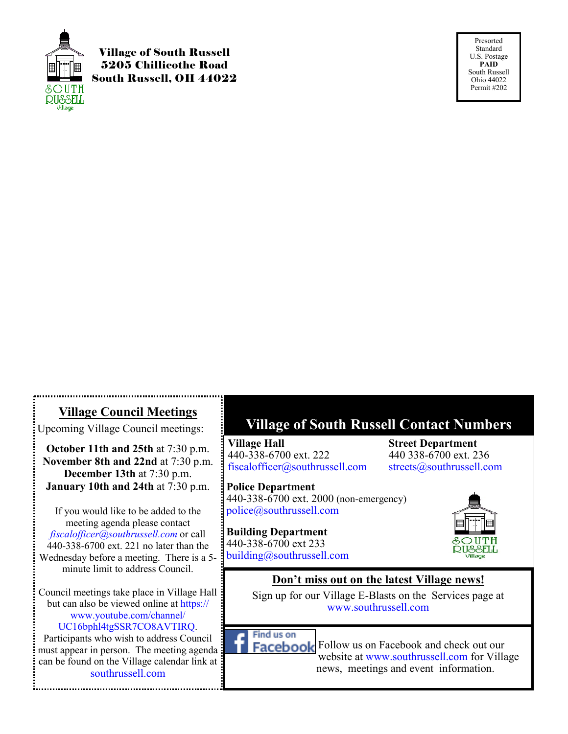**Village of South Russell**
**5205 Chillicothe Road**
**South Russell, OH 44022**

Presorted
Standard
U.S. Postage
**PAID**
South Russell
Ohio 44022
Permit #202

## Village Council Meetings

Upcoming Village Council meetings:

**October 11th and 25th** at 7:30 p.m.
**November 8th and 22nd** at 7:30 p.m.
**December 13th** at 7:30 p.m.
**January 10th and 24th** at 7:30 p.m.

If you would like to be added to the meeting agenda please contact *fiscalofficer@southrussell.com* or call 440-338-6700 ext. 221 no later than the Wednesday before a meeting. There is a 5-minute limit to address Council.

Council meetings take place in Village Hall but can also be viewed online at https://www.youtube.com/channel/UC16bphl4tgSSR7CO8AVTIRQ. Participants who wish to address Council must appear in person. The meeting agenda can be found on the Village calendar link at southrussell.com

## Village of South Russell Contact Numbers

**Village Hall**
440-338-6700 ext. 222
fiscalofficer@southrussell.com

**Street Department**
440 338-6700 ext. 236
streets@southrussell.com

**Police Department**
440-338-6700 ext. 2000 (non-emergency)
police@southrussell.com

**Building Department**
440-338-6700 ext 233
building@southrussell.com

**Don't miss out on the latest Village news!**

Sign up for our Village E-Blasts on the Services page at www.southrussell.com

Find us on Facebook

Follow us on Facebook and check out our website at www.southrussell.com for Village news, meetings and event information.